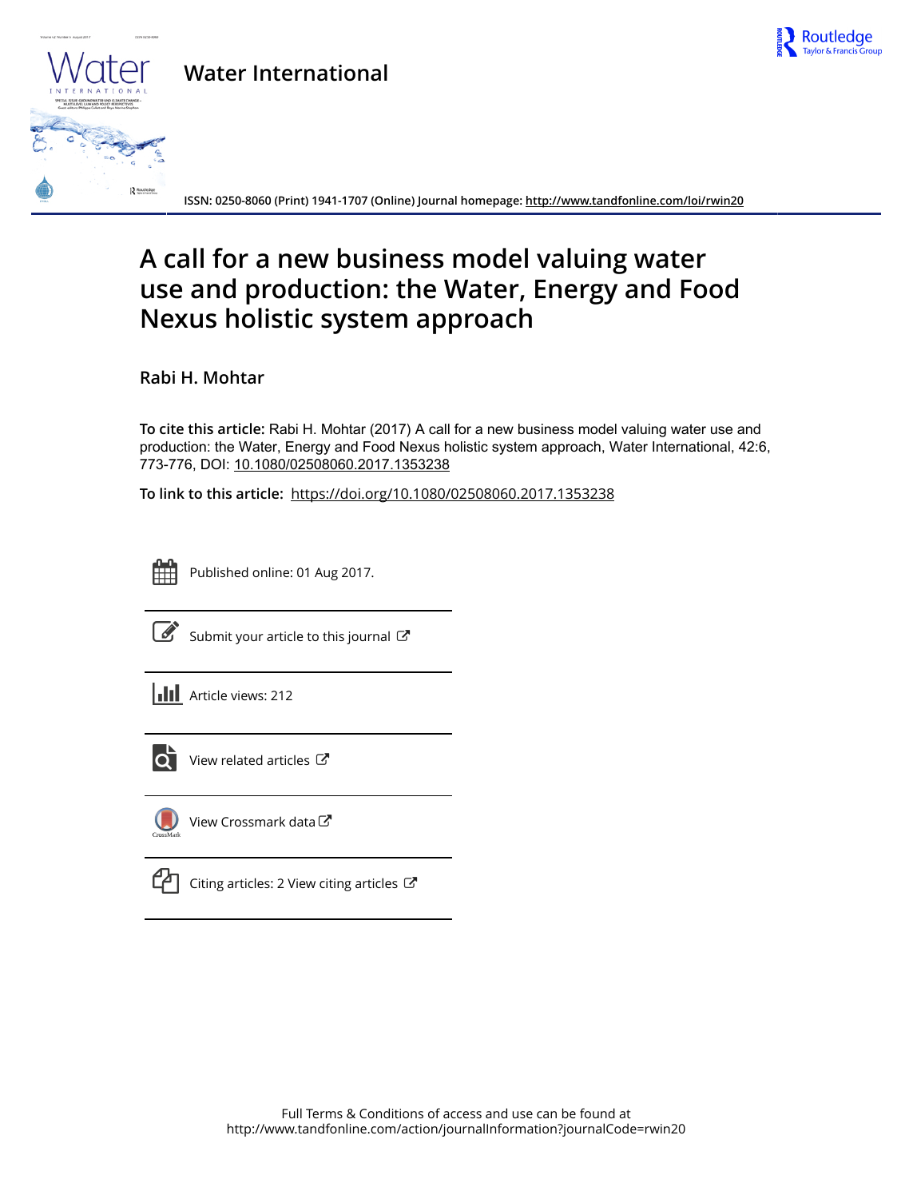# Water International

ISSN: 0250-8060 (Print) 1941-1707 (Online) Journal homepage: http://www.tandfonline.com/loi/rwin20

# A call for a new business model valuing water use and production: the Water, Energy and Food Nexus holistic system approach

**Rabi H. Mohtar**

**To cite this article:** Rabi H. Mohtar (2017) A call for a new business model valuing water use and production: the Water, Energy and Food Nexus holistic system approach, Water International, 42:6, 773-776, DOI: 10.1080/02508060.2017.1353238

**To link to this article:** https://doi.org/10.1080/02508060.2017.1353238

Published online: 01 Aug 2017.

Submit your article to this journal

Article views: 212

View related articles

View Crossmark data

Citing articles: 2 View citing articles

Full Terms & Conditions of access and use can be found at
http://www.tandfonline.com/action/journalInformation?journalCode=rwin20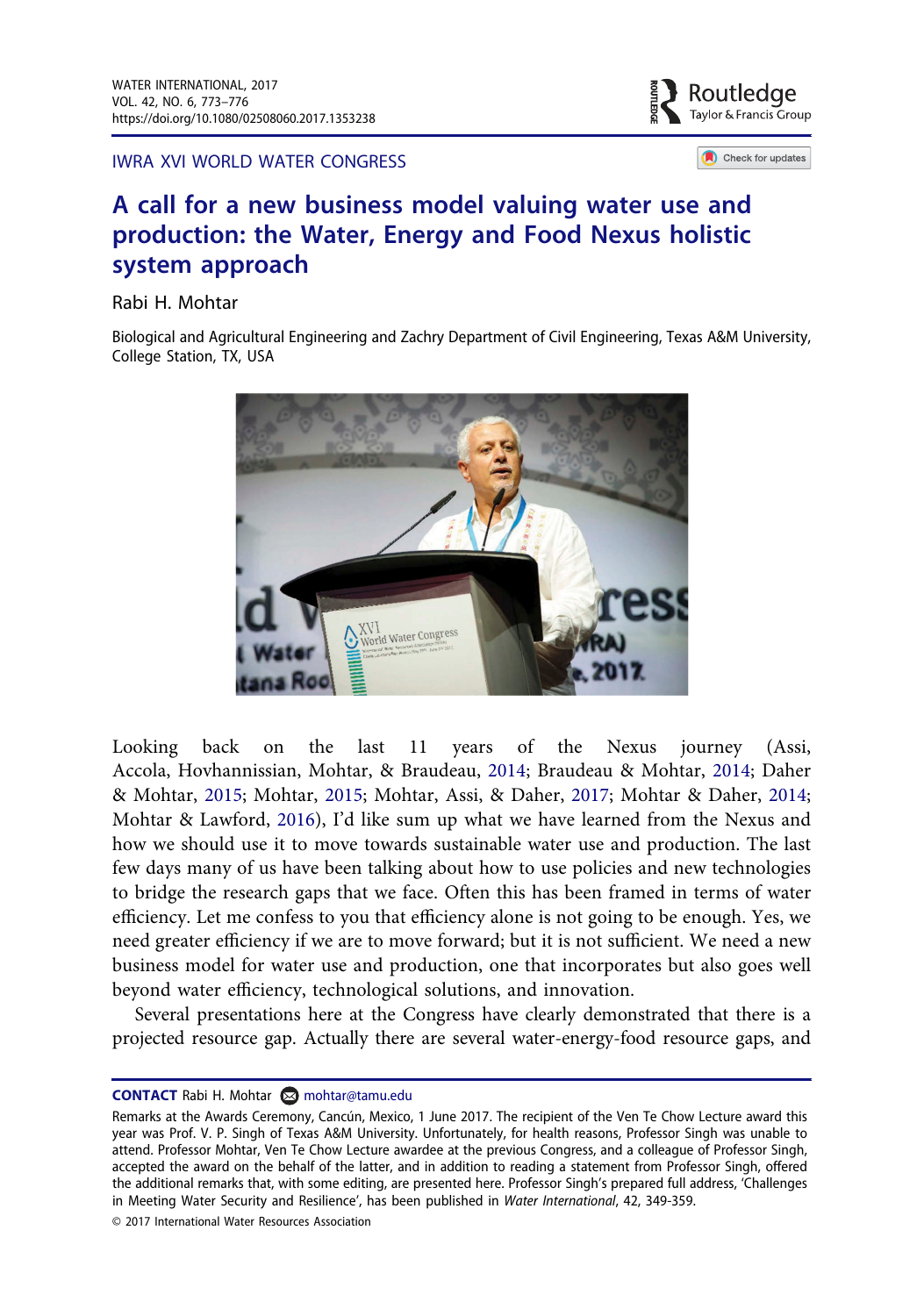IWRA XVI WORLD WATER CONGRESS

# A call for a new business model valuing water use and production: the Water, Energy and Food Nexus holistic system approach

Rabi H. Mohtar

Biological and Agricultural Engineering and Zachry Department of Civil Engineering, Texas A&M University, College Station, TX, USA

Looking back on the last 11 years of the Nexus journey (Assi, Accola, Hovhannissian, Mohtar, & Braudeau, 2014; Braudeau & Mohtar, 2014; Daher & Mohtar, 2015; Mohtar, 2015; Mohtar, Assi, & Daher, 2017; Mohtar & Daher, 2014; Mohtar & Lawford, 2016), I'd like sum up what we have learned from the Nexus and how we should use it to move towards sustainable water use and production. The last few days many of us have been talking about how to use policies and new technologies to bridge the research gaps that we face. Often this has been framed in terms of water efficiency. Let me confess to you that efficiency alone is not going to be enough. Yes, we need greater efficiency if we are to move forward; but it is not sufficient. We need a new business model for water use and production, one that incorporates but also goes well beyond water efficiency, technological solutions, and innovation.

Several presentations here at the Congress have clearly demonstrated that there is a projected resource gap. Actually there are several water-energy-food resource gaps, and

---

**CONTACT** Rabi H. Mohtar mohtar@tamu.edu

Remarks at the Awards Ceremony, Cancún, Mexico, 1 June 2017. The recipient of the Ven Te Chow Lecture award this year was Prof. V. P. Singh of Texas A&M University. Unfortunately, for health reasons, Professor Singh was unable to attend. Professor Mohtar, Ven Te Chow Lecture awardee at the previous Congress, and a colleague of Professor Singh, accepted the award on the behalf of the latter, and in addition to reading a statement from Professor Singh, offered the additional remarks that, with some editing, are presented here. Professor Singh's prepared full address, 'Challenges in Meeting Water Security and Resilience', has been published in *Water International*, 42, 349-359.

© 2017 International Water Resources Association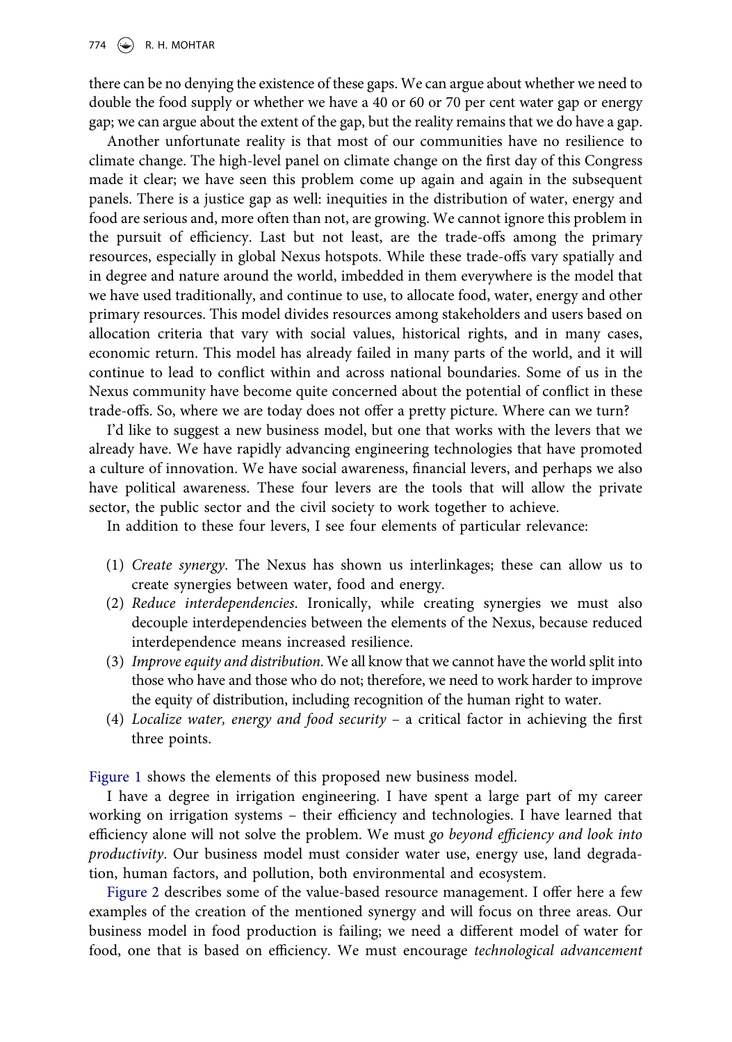there can be no denying the existence of these gaps. We can argue about whether we need to double the food supply or whether we have a 40 or 60 or 70 per cent water gap or energy gap; we can argue about the extent of the gap, but the reality remains that we do have a gap.

Another unfortunate reality is that most of our communities have no resilience to climate change. The high-level panel on climate change on the first day of this Congress made it clear; we have seen this problem come up again and again in the subsequent panels. There is a justice gap as well: inequities in the distribution of water, energy and food are serious and, more often than not, are growing. We cannot ignore this problem in the pursuit of efficiency. Last but not least, are the trade-offs among the primary resources, especially in global Nexus hotspots. While these trade-offs vary spatially and in degree and nature around the world, imbedded in them everywhere is the model that we have used traditionally, and continue to use, to allocate food, water, energy and other primary resources. This model divides resources among stakeholders and users based on allocation criteria that vary with social values, historical rights, and in many cases, economic return. This model has already failed in many parts of the world, and it will continue to lead to conflict within and across national boundaries. Some of us in the Nexus community have become quite concerned about the potential of conflict in these trade-offs. So, where we are today does not offer a pretty picture. Where can we turn?

I'd like to suggest a new business model, but one that works with the levers that we already have. We have rapidly advancing engineering technologies that have promoted a culture of innovation. We have social awareness, financial levers, and perhaps we also have political awareness. These four levers are the tools that will allow the private sector, the public sector and the civil society to work together to achieve.

In addition to these four levers, I see four elements of particular relevance:

(1) *Create synergy*. The Nexus has shown us interlinkages; these can allow us to create synergies between water, food and energy.
(2) *Reduce interdependencies*. Ironically, while creating synergies we must also decouple interdependencies between the elements of the Nexus, because reduced interdependence means increased resilience.
(3) *Improve equity and distribution*. We all know that we cannot have the world split into those who have and those who do not; therefore, we need to work harder to improve the equity of distribution, including recognition of the human right to water.
(4) *Localize water, energy and food security* – a critical factor in achieving the first three points.

Figure 1 shows the elements of this proposed new business model.

I have a degree in irrigation engineering. I have spent a large part of my career working on irrigation systems – their efficiency and technologies. I have learned that efficiency alone will not solve the problem. We must *go beyond efficiency and look into productivity*. Our business model must consider water use, energy use, land degradation, human factors, and pollution, both environmental and ecosystem.

Figure 2 describes some of the value-based resource management. I offer here a few examples of the creation of the mentioned synergy and will focus on three areas. Our business model in food production is failing; we need a different model of water for food, one that is based on efficiency. We must encourage *technological advancement*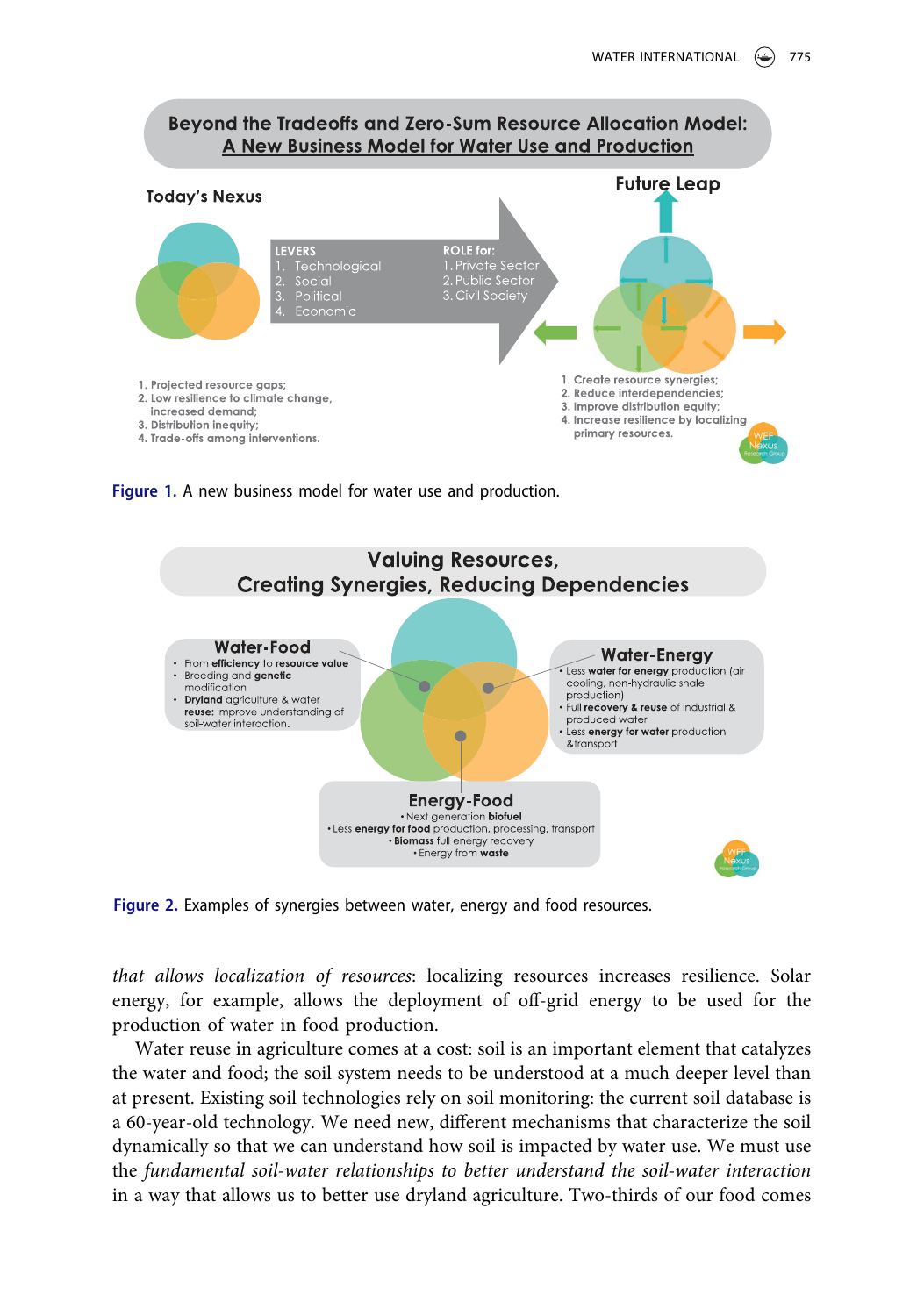Figure 1. A new business model for water use and production.

Figure 2. Examples of synergies between water, energy and food resources.

*that allows localization of resources*: localizing resources increases resilience. Solar energy, for example, allows the deployment of off-grid energy to be used for the production of water in food production.

Water reuse in agriculture comes at a cost: soil is an important element that catalyzes the water and food; the soil system needs to be understood at a much deeper level than at present. Existing soil technologies rely on soil monitoring: the current soil database is a 60-year-old technology. We need new, different mechanisms that characterize the soil dynamically so that we can understand how soil is impacted by water use. We must use the *fundamental soil-water relationships to better understand the soil-water interaction* in a way that allows us to better use dryland agriculture. Two-thirds of our food comes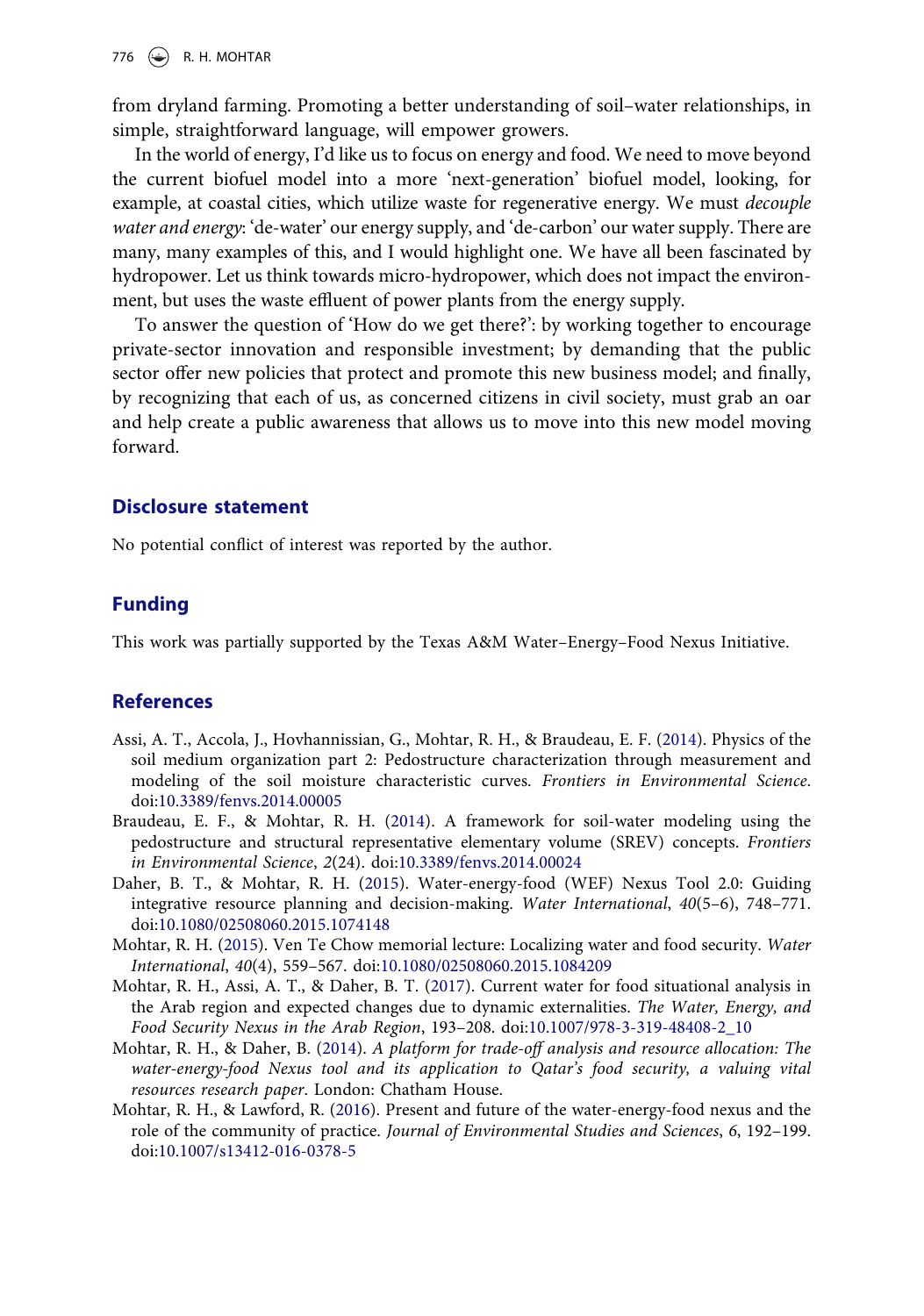from dryland farming. Promoting a better understanding of soil–water relationships, in simple, straightforward language, will empower growers.

In the world of energy, I'd like us to focus on energy and food. We need to move beyond the current biofuel model into a more 'next-generation' biofuel model, looking, for example, at coastal cities, which utilize waste for regenerative energy. We must *decouple water and energy*: 'de-water' our energy supply, and 'de-carbon' our water supply. There are many, many examples of this, and I would highlight one. We have all been fascinated by hydropower. Let us think towards micro-hydropower, which does not impact the environment, but uses the waste effluent of power plants from the energy supply.

To answer the question of 'How do we get there?': by working together to encourage private-sector innovation and responsible investment; by demanding that the public sector offer new policies that protect and promote this new business model; and finally, by recognizing that each of us, as concerned citizens in civil society, must grab an oar and help create a public awareness that allows us to move into this new model moving forward.

## Disclosure statement

No potential conflict of interest was reported by the author.

## Funding

This work was partially supported by the Texas A&M Water–Energy–Food Nexus Initiative.

## References

Assi, A. T., Accola, J., Hovhannissian, G., Mohtar, R. H., & Braudeau, E. F. (2014). Physics of the soil medium organization part 2: Pedostructure characterization through measurement and modeling of the soil moisture characteristic curves. *Frontiers in Environmental Science*. doi:10.3389/fenvs.2014.00005

Braudeau, E. F., & Mohtar, R. H. (2014). A framework for soil-water modeling using the pedostructure and structural representative elementary volume (SREV) concepts. *Frontiers in Environmental Science*, *2*(24). doi:10.3389/fenvs.2014.00024

Daher, B. T., & Mohtar, R. H. (2015). Water-energy-food (WEF) Nexus Tool 2.0: Guiding integrative resource planning and decision-making. *Water International*, *40*(5–6), 748–771. doi:10.1080/02508060.2015.1074148

Mohtar, R. H. (2015). Ven Te Chow memorial lecture: Localizing water and food security. *Water International*, *40*(4), 559–567. doi:10.1080/02508060.2015.1084209

Mohtar, R. H., Assi, A. T., & Daher, B. T. (2017). Current water for food situational analysis in the Arab region and expected changes due to dynamic externalities. *The Water, Energy, and Food Security Nexus in the Arab Region*, 193–208. doi:10.1007/978-3-319-48408-2_10

Mohtar, R. H., & Daher, B. (2014). *A platform for trade-off analysis and resource allocation: The water-energy-food Nexus tool and its application to Qatar's food security, a valuing vital resources research paper*. London: Chatham House.

Mohtar, R. H., & Lawford, R. (2016). Present and future of the water-energy-food nexus and the role of the community of practice. *Journal of Environmental Studies and Sciences*, *6*, 192–199. doi:10.1007/s13412-016-0378-5